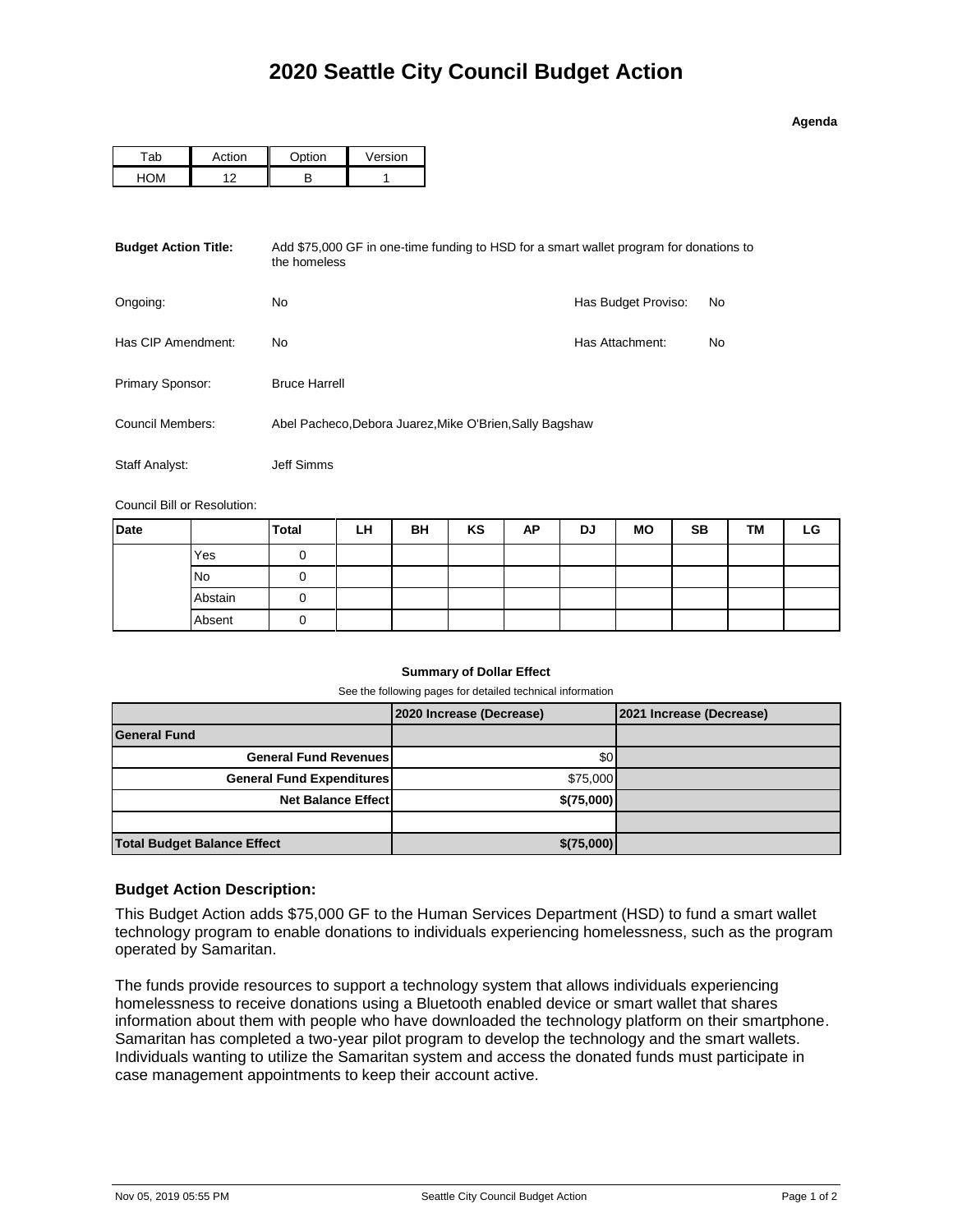# 2020 Seattle City Council Budget Action

**Agenda**

| Tab | Action | Option | Version |
|---|---|---|---|
| HOM | 12 | B | 1 |

**Budget Action Title:** Add $75,000 GF in one-time funding to HSD for a smart wallet program for donations to the homeless

Ongoing: No

Has Budget Proviso: No

Has CIP Amendment: No

Has Attachment: No

Primary Sponsor: Bruce Harrell

Council Members: Abel Pacheco,Debora Juarez,Mike O'Brien,Sally Bagshaw

Staff Analyst: Jeff Simms

Council Bill or Resolution:

| Date | | Total | LH | BH | KS | AP | DJ | MO | SB | TM | LG |
|---|---|---|---|---|---|---|---|---|---|---|---|
| | Yes | 0 | | | | | | | | | |
| | No | 0 | | | | | | | | | |
| | Abstain | 0 | | | | | | | | | |
| | Absent | 0 | | | | | | | | | |

**Summary of Dollar Effect**

See the following pages for detailed technical information

| | 2020 Increase (Decrease) | 2021 Increase (Decrease) |
|---|---|---|
| **General Fund** | | |
| **General Fund Revenues** | $0 | |
| **General Fund Expenditures** | $75,000 | |
| **Net Balance Effect** | **$(75,000)** | |
| | | |
| **Total Budget Balance Effect** | **$(75,000)** | |

### Budget Action Description:

This Budget Action adds $75,000 GF to the Human Services Department (HSD) to fund a smart wallet technology program to enable donations to individuals experiencing homelessness, such as the program operated by Samaritan.

The funds provide resources to support a technology system that allows individuals experiencing homelessness to receive donations using a Bluetooth enabled device or smart wallet that shares information about them with people who have downloaded the technology platform on their smartphone. Samaritan has completed a two-year pilot program to develop the technology and the smart wallets. Individuals wanting to utilize the Samaritan system and access the donated funds must participate in case management appointments to keep their account active.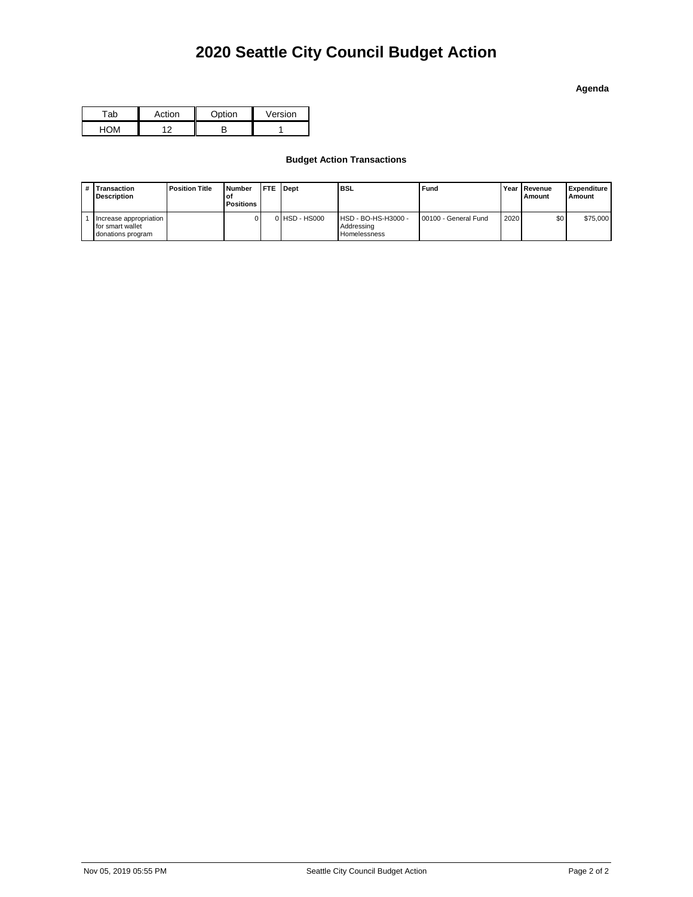# 2020 Seattle City Council Budget Action

**Agenda**

| Tab | Action | Option | Version |
|---|---|---|---|
| HOM | 12 | B | 1 |

### Budget Action Transactions

| # | Transaction Description | Position Title | Number of Positions | FTE | Dept | BSL | Fund | Year | Revenue Amount | Expenditure Amount |
|---|---|---|---|---|---|---|---|---|---|---|
| 1 | Increase appropriation for smart wallet donations program | | 0 | 0 | HSD - HS000 | HSD - BO-HS-H3000 - Addressing Homelessness | 00100 - General Fund | 2020 | $0 | $75,000 |